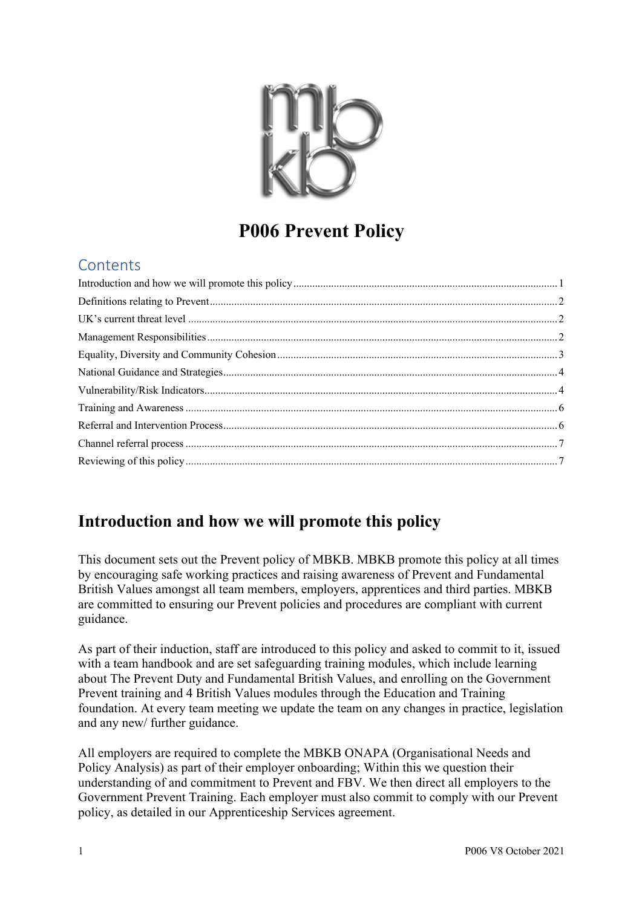# P006 Prevent Policy

## Contents

Introduction and how we will promote this policy ..... 1
Definitions relating to Prevent ..... 2
UK's current threat level ..... 2
Management Responsibilities ..... 2
Equality, Diversity and Community Cohesion ..... 3
National Guidance and Strategies ..... 4
Vulnerability/Risk Indicators ..... 4
Training and Awareness ..... 6
Referral and Intervention Process ..... 6
Channel referral process ..... 7
Reviewing of this policy ..... 7

## Introduction and how we will promote this policy

This document sets out the Prevent policy of MBKB. MBKB promote this policy at all times by encouraging safe working practices and raising awareness of Prevent and Fundamental British Values amongst all team members, employers, apprentices and third parties. MBKB are committed to ensuring our Prevent policies and procedures are compliant with current guidance.

As part of their induction, staff are introduced to this policy and asked to commit to it, issued with a team handbook and are set safeguarding training modules, which include learning about The Prevent Duty and Fundamental British Values, and enrolling on the Government Prevent training and 4 British Values modules through the Education and Training foundation. At every team meeting we update the team on any changes in practice, legislation and any new/ further guidance.

All employers are required to complete the MBKB ONAPA (Organisational Needs and Policy Analysis) as part of their employer onboarding; Within this we question their understanding of and commitment to Prevent and FBV. We then direct all employers to the Government Prevent Training. Each employer must also commit to comply with our Prevent policy, as detailed in our Apprenticeship Services agreement.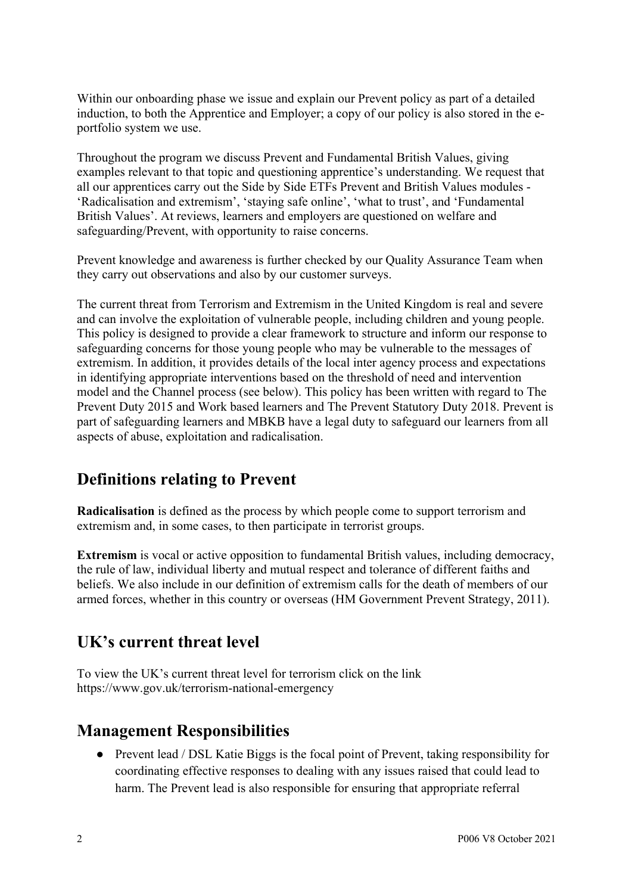Within our onboarding phase we issue and explain our Prevent policy as part of a detailed induction, to both the Apprentice and Employer; a copy of our policy is also stored in the e-portfolio system we use.

Throughout the program we discuss Prevent and Fundamental British Values, giving examples relevant to that topic and questioning apprentice's understanding. We request that all our apprentices carry out the Side by Side ETFs Prevent and British Values modules - 'Radicalisation and extremism', 'staying safe online', 'what to trust', and 'Fundamental British Values'. At reviews, learners and employers are questioned on welfare and safeguarding/Prevent, with opportunity to raise concerns.

Prevent knowledge and awareness is further checked by our Quality Assurance Team when they carry out observations and also by our customer surveys.

The current threat from Terrorism and Extremism in the United Kingdom is real and severe and can involve the exploitation of vulnerable people, including children and young people. This policy is designed to provide a clear framework to structure and inform our response to safeguarding concerns for those young people who may be vulnerable to the messages of extremism. In addition, it provides details of the local inter agency process and expectations in identifying appropriate interventions based on the threshold of need and intervention model and the Channel process (see below). This policy has been written with regard to The Prevent Duty 2015 and Work based learners and The Prevent Statutory Duty 2018. Prevent is part of safeguarding learners and MBKB have a legal duty to safeguard our learners from all aspects of abuse, exploitation and radicalisation.

## Definitions relating to Prevent

**Radicalisation** is defined as the process by which people come to support terrorism and extremism and, in some cases, to then participate in terrorist groups.

**Extremism** is vocal or active opposition to fundamental British values, including democracy, the rule of law, individual liberty and mutual respect and tolerance of different faiths and beliefs. We also include in our definition of extremism calls for the death of members of our armed forces, whether in this country or overseas (HM Government Prevent Strategy, 2011).

## UK's current threat level

To view the UK's current threat level for terrorism click on the link https://www.gov.uk/terrorism-national-emergency

## Management Responsibilities

- Prevent lead / DSL Katie Biggs is the focal point of Prevent, taking responsibility for coordinating effective responses to dealing with any issues raised that could lead to harm. The Prevent lead is also responsible for ensuring that appropriate referral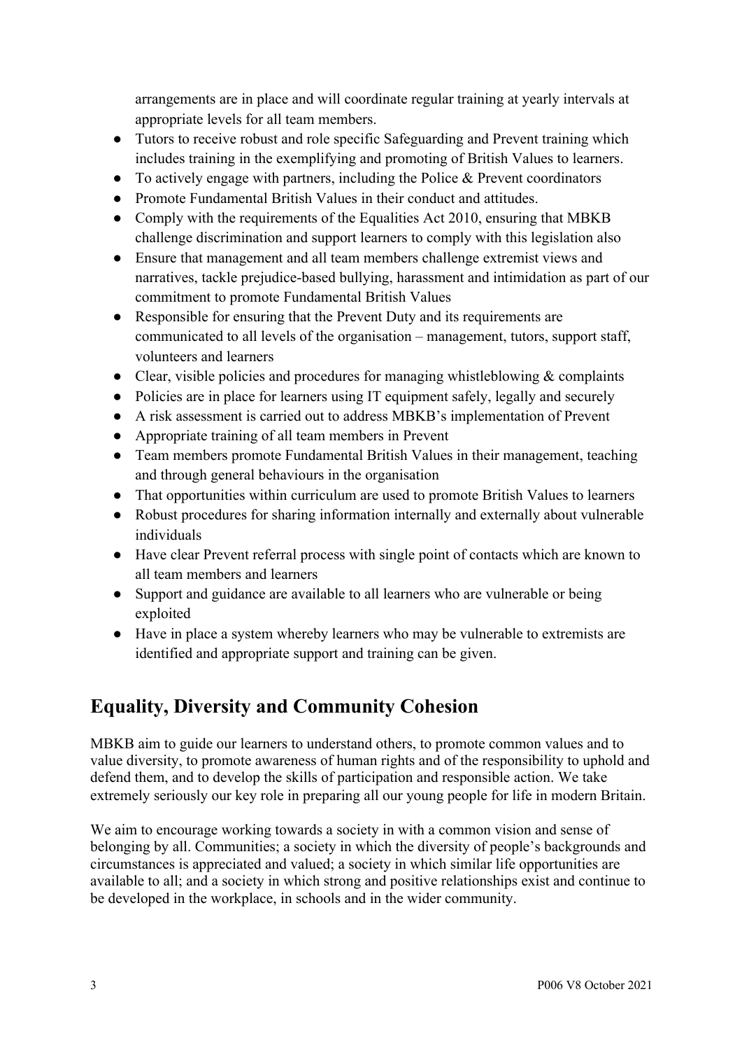arrangements are in place and will coordinate regular training at yearly intervals at appropriate levels for all team members.

- Tutors to receive robust and role specific Safeguarding and Prevent training which includes training in the exemplifying and promoting of British Values to learners.
- To actively engage with partners, including the Police & Prevent coordinators
- Promote Fundamental British Values in their conduct and attitudes.
- Comply with the requirements of the Equalities Act 2010, ensuring that MBKB challenge discrimination and support learners to comply with this legislation also
- Ensure that management and all team members challenge extremist views and narratives, tackle prejudice-based bullying, harassment and intimidation as part of our commitment to promote Fundamental British Values
- Responsible for ensuring that the Prevent Duty and its requirements are communicated to all levels of the organisation – management, tutors, support staff, volunteers and learners
- Clear, visible policies and procedures for managing whistleblowing & complaints
- Policies are in place for learners using IT equipment safely, legally and securely
- A risk assessment is carried out to address MBKB's implementation of Prevent
- Appropriate training of all team members in Prevent
- Team members promote Fundamental British Values in their management, teaching and through general behaviours in the organisation
- That opportunities within curriculum are used to promote British Values to learners
- Robust procedures for sharing information internally and externally about vulnerable individuals
- Have clear Prevent referral process with single point of contacts which are known to all team members and learners
- Support and guidance are available to all learners who are vulnerable or being exploited
- Have in place a system whereby learners who may be vulnerable to extremists are identified and appropriate support and training can be given.

## Equality, Diversity and Community Cohesion

MBKB aim to guide our learners to understand others, to promote common values and to value diversity, to promote awareness of human rights and of the responsibility to uphold and defend them, and to develop the skills of participation and responsible action. We take extremely seriously our key role in preparing all our young people for life in modern Britain.

We aim to encourage working towards a society in with a common vision and sense of belonging by all. Communities; a society in which the diversity of people's backgrounds and circumstances is appreciated and valued; a society in which similar life opportunities are available to all; and a society in which strong and positive relationships exist and continue to be developed in the workplace, in schools and in the wider community.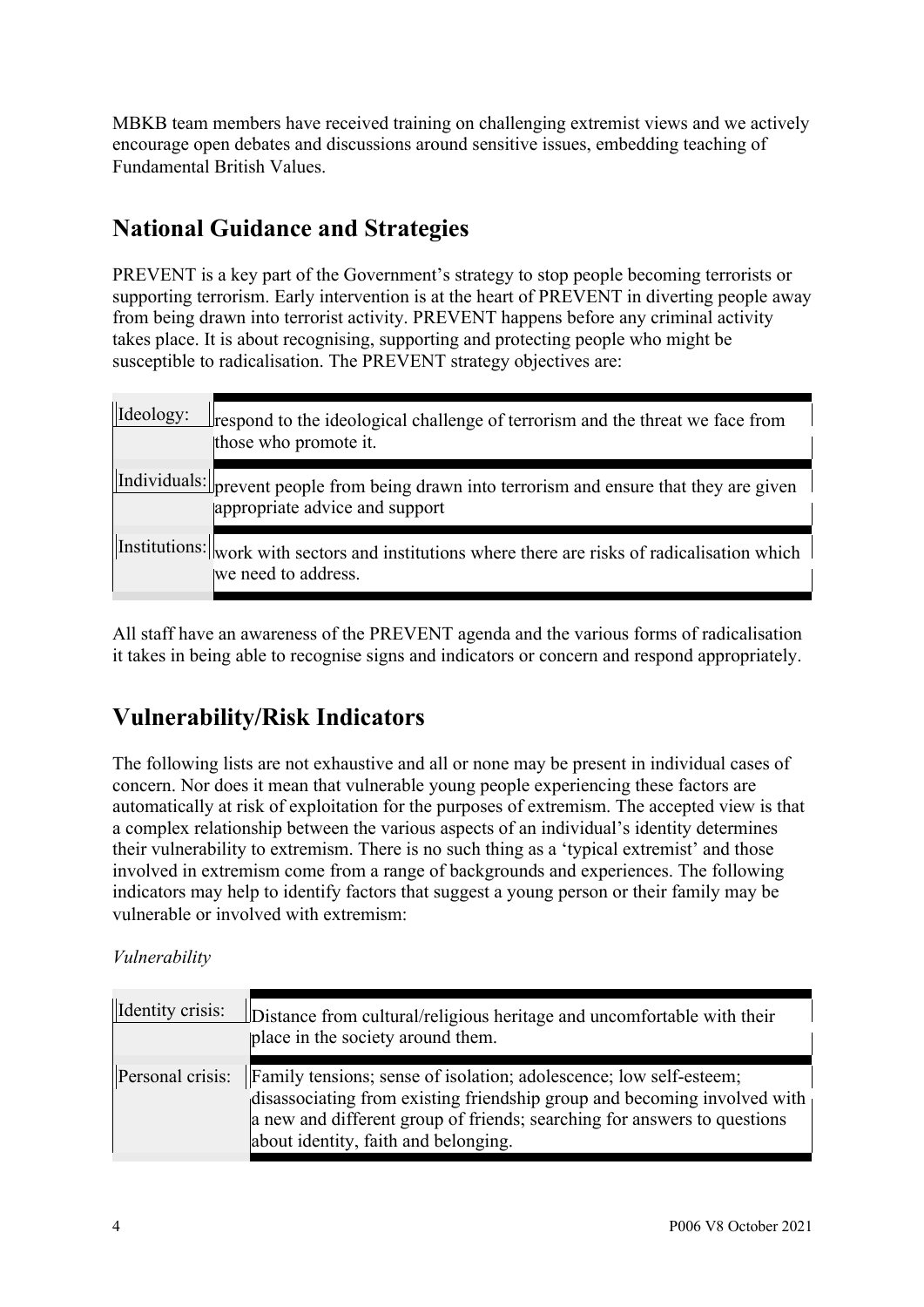MBKB team members have received training on challenging extremist views and we actively encourage open debates and discussions around sensitive issues, embedding teaching of Fundamental British Values.

## National Guidance and Strategies

PREVENT is a key part of the Government's strategy to stop people becoming terrorists or supporting terrorism. Early intervention is at the heart of PREVENT in diverting people away from being drawn into terrorist activity. PREVENT happens before any criminal activity takes place. It is about recognising, supporting and protecting people who might be susceptible to radicalisation. The PREVENT strategy objectives are:

| | |
|---|---|
| Ideology: | respond to the ideological challenge of terrorism and the threat we face from those who promote it. |
| Individuals: | prevent people from being drawn into terrorism and ensure that they are given appropriate advice and support |
| Institutions: | work with sectors and institutions where there are risks of radicalisation which we need to address. |

All staff have an awareness of the PREVENT agenda and the various forms of radicalisation it takes in being able to recognise signs and indicators or concern and respond appropriately.

## Vulnerability/Risk Indicators

The following lists are not exhaustive and all or none may be present in individual cases of concern. Nor does it mean that vulnerable young people experiencing these factors are automatically at risk of exploitation for the purposes of extremism. The accepted view is that a complex relationship between the various aspects of an individual's identity determines their vulnerability to extremism. There is no such thing as a 'typical extremist' and those involved in extremism come from a range of backgrounds and experiences. The following indicators may help to identify factors that suggest a young person or their family may be vulnerable or involved with extremism:

*Vulnerability*

| | |
|---|---|
| Identity crisis: | Distance from cultural/religious heritage and uncomfortable with their place in the society around them. |
| Personal crisis: | Family tensions; sense of isolation; adolescence; low self-esteem; disassociating from existing friendship group and becoming involved with a new and different group of friends; searching for answers to questions about identity, faith and belonging. |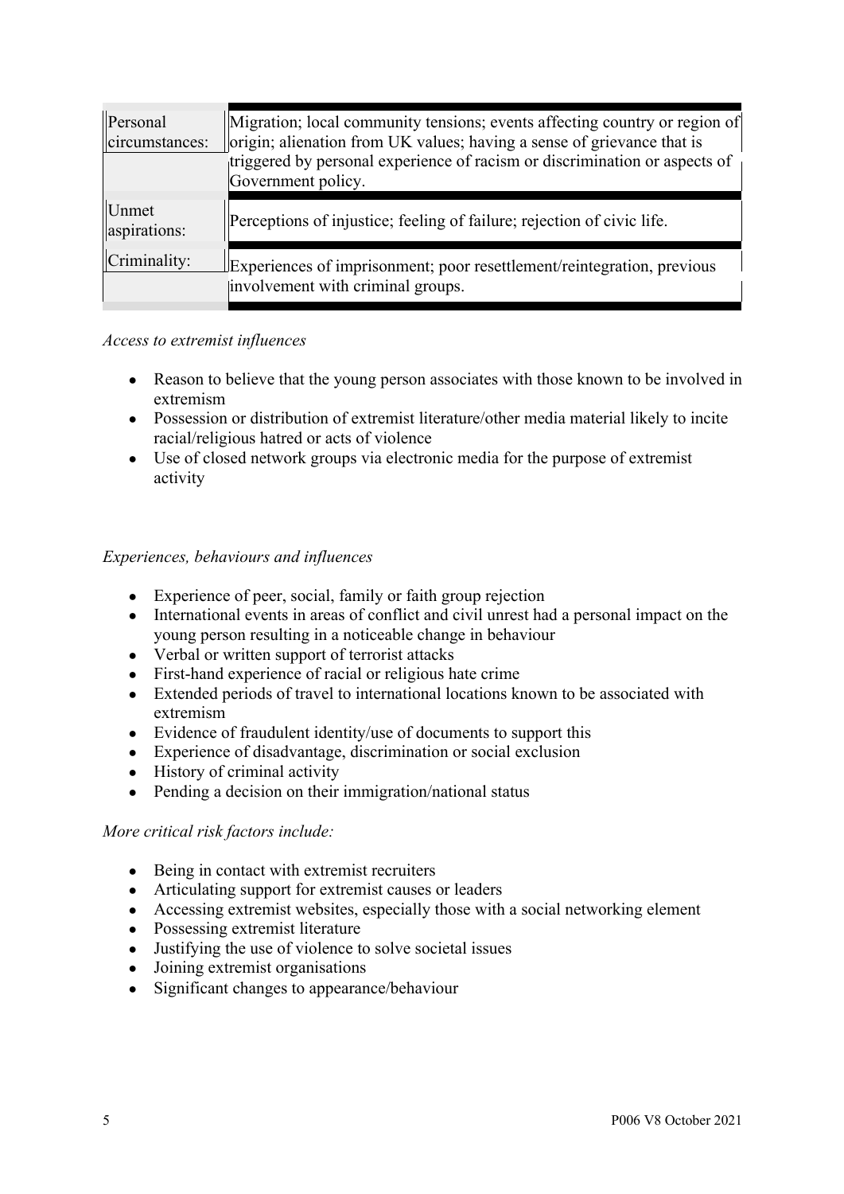| | |
|---|---|
| Personal circumstances: | Migration; local community tensions; events affecting country or region of origin; alienation from UK values; having a sense of grievance that is triggered by personal experience of racism or discrimination or aspects of Government policy. |
| Unmet aspirations: | Perceptions of injustice; feeling of failure; rejection of civic life. |
| Criminality: | Experiences of imprisonment; poor resettlement/reintegration, previous involvement with criminal groups. |

*Access to extremist influences*

- Reason to believe that the young person associates with those known to be involved in extremism
- Possession or distribution of extremist literature/other media material likely to incite racial/religious hatred or acts of violence
- Use of closed network groups via electronic media for the purpose of extremist activity

*Experiences, behaviours and influences*

- Experience of peer, social, family or faith group rejection
- International events in areas of conflict and civil unrest had a personal impact on the young person resulting in a noticeable change in behaviour
- Verbal or written support of terrorist attacks
- First-hand experience of racial or religious hate crime
- Extended periods of travel to international locations known to be associated with extremism
- Evidence of fraudulent identity/use of documents to support this
- Experience of disadvantage, discrimination or social exclusion
- History of criminal activity
- Pending a decision on their immigration/national status

*More critical risk factors include:*

- Being in contact with extremist recruiters
- Articulating support for extremist causes or leaders
- Accessing extremist websites, especially those with a social networking element
- Possessing extremist literature
- Justifying the use of violence to solve societal issues
- Joining extremist organisations
- Significant changes to appearance/behaviour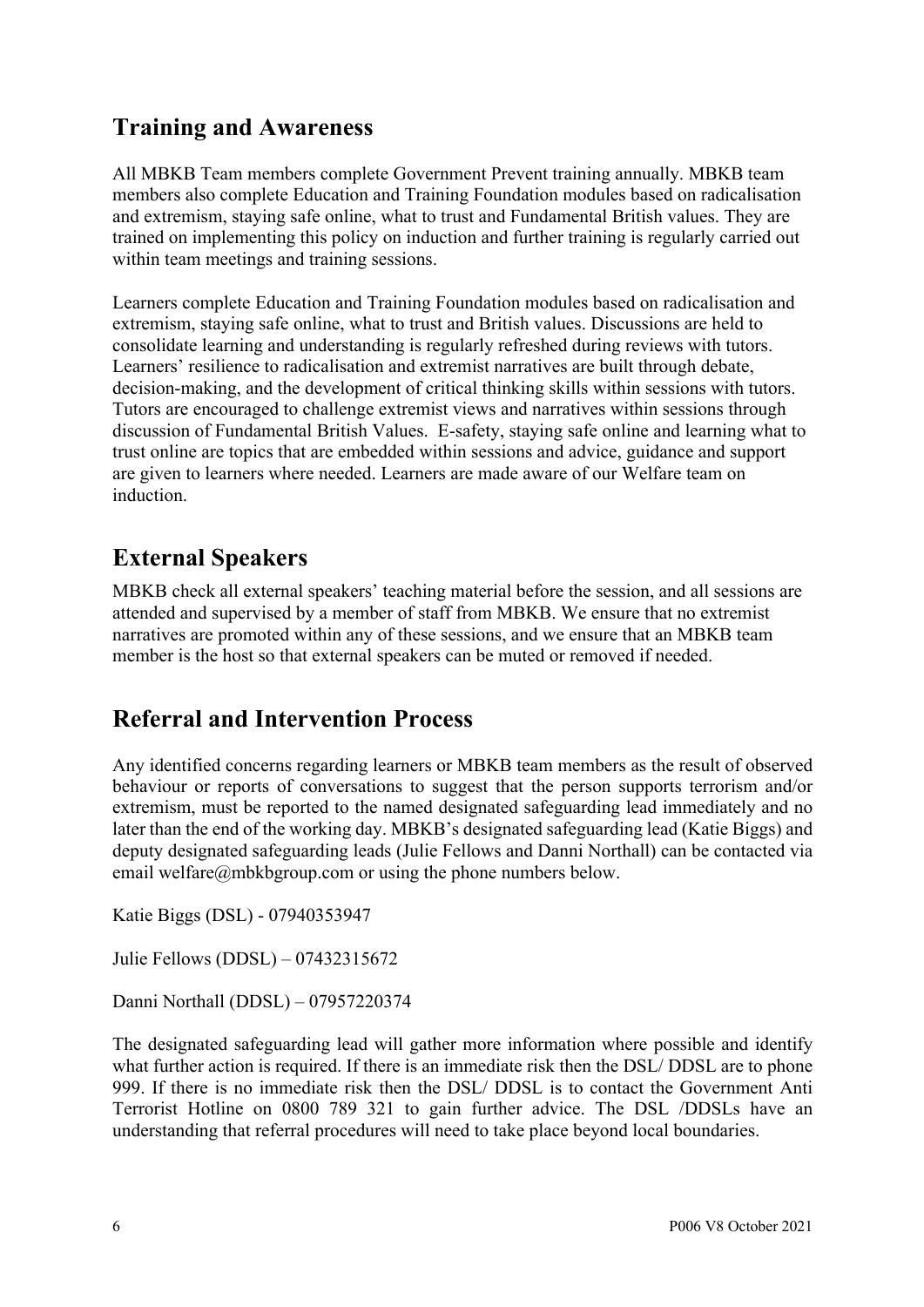## Training and Awareness

All MBKB Team members complete Government Prevent training annually. MBKB team members also complete Education and Training Foundation modules based on radicalisation and extremism, staying safe online, what to trust and Fundamental British values. They are trained on implementing this policy on induction and further training is regularly carried out within team meetings and training sessions.

Learners complete Education and Training Foundation modules based on radicalisation and extremism, staying safe online, what to trust and British values. Discussions are held to consolidate learning and understanding is regularly refreshed during reviews with tutors. Learners' resilience to radicalisation and extremist narratives are built through debate, decision-making, and the development of critical thinking skills within sessions with tutors. Tutors are encouraged to challenge extremist views and narratives within sessions through discussion of Fundamental British Values. E-safety, staying safe online and learning what to trust online are topics that are embedded within sessions and advice, guidance and support are given to learners where needed. Learners are made aware of our Welfare team on induction.

## External Speakers

MBKB check all external speakers' teaching material before the session, and all sessions are attended and supervised by a member of staff from MBKB. We ensure that no extremist narratives are promoted within any of these sessions, and we ensure that an MBKB team member is the host so that external speakers can be muted or removed if needed.

## Referral and Intervention Process

Any identified concerns regarding learners or MBKB team members as the result of observed behaviour or reports of conversations to suggest that the person supports terrorism and/or extremism, must be reported to the named designated safeguarding lead immediately and no later than the end of the working day. MBKB's designated safeguarding lead (Katie Biggs) and deputy designated safeguarding leads (Julie Fellows and Danni Northall) can be contacted via email welfare@mbkbgroup.com or using the phone numbers below.

Katie Biggs (DSL) - 07940353947

Julie Fellows (DDSL) – 07432315672

Danni Northall (DDSL) – 07957220374

The designated safeguarding lead will gather more information where possible and identify what further action is required. If there is an immediate risk then the DSL/ DDSL are to phone 999. If there is no immediate risk then the DSL/ DDSL is to contact the Government Anti Terrorist Hotline on 0800 789 321 to gain further advice. The DSL /DDSLs have an understanding that referral procedures will need to take place beyond local boundaries.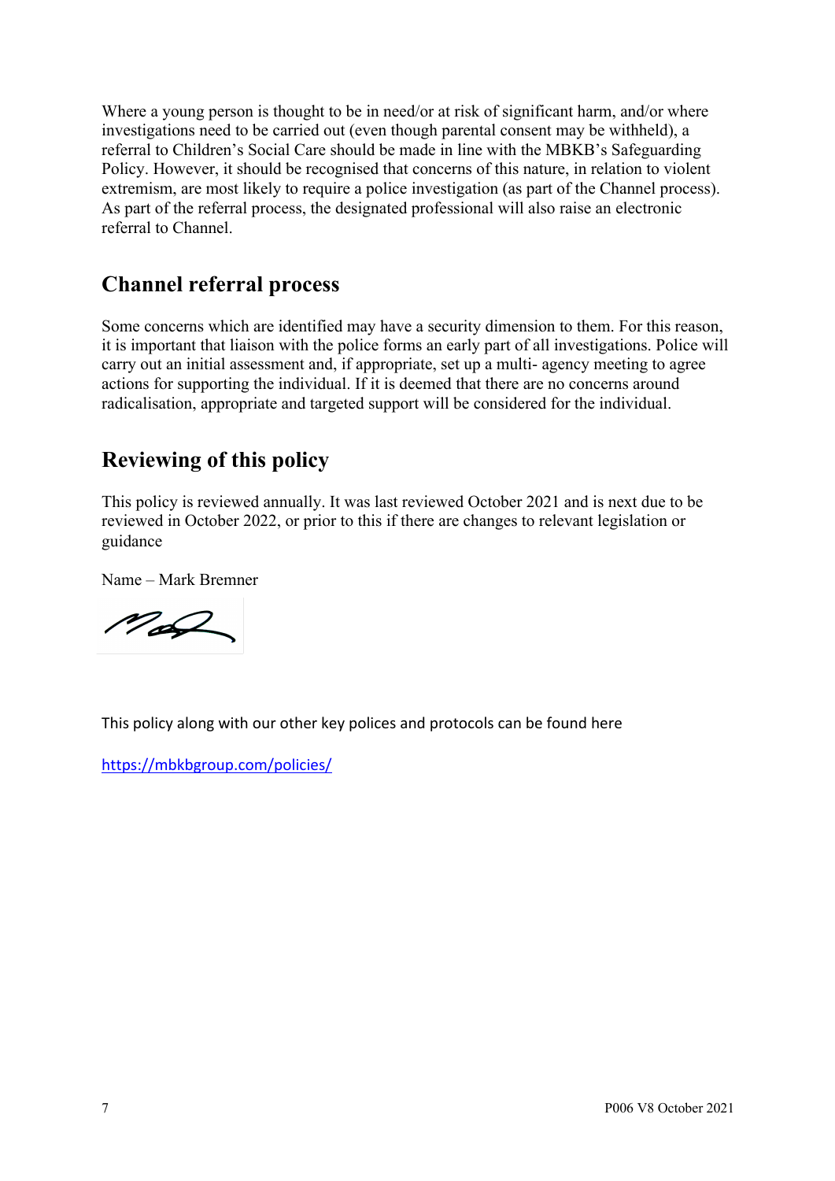Where a young person is thought to be in need/or at risk of significant harm, and/or where investigations need to be carried out (even though parental consent may be withheld), a referral to Children's Social Care should be made in line with the MBKB's Safeguarding Policy. However, it should be recognised that concerns of this nature, in relation to violent extremism, are most likely to require a police investigation (as part of the Channel process). As part of the referral process, the designated professional will also raise an electronic referral to Channel.

## Channel referral process

Some concerns which are identified may have a security dimension to them. For this reason, it is important that liaison with the police forms an early part of all investigations. Police will carry out an initial assessment and, if appropriate, set up a multi- agency meeting to agree actions for supporting the individual. If it is deemed that there are no concerns around radicalisation, appropriate and targeted support will be considered for the individual.

## Reviewing of this policy

This policy is reviewed annually. It was last reviewed October 2021 and is next due to be reviewed in October 2022, or prior to this if there are changes to relevant legislation or guidance

Name – Mark Bremner

This policy along with our other key polices and protocols can be found here

[https://mbkbgroup.com/policies/](https://mbkbgroup.com/policies/)